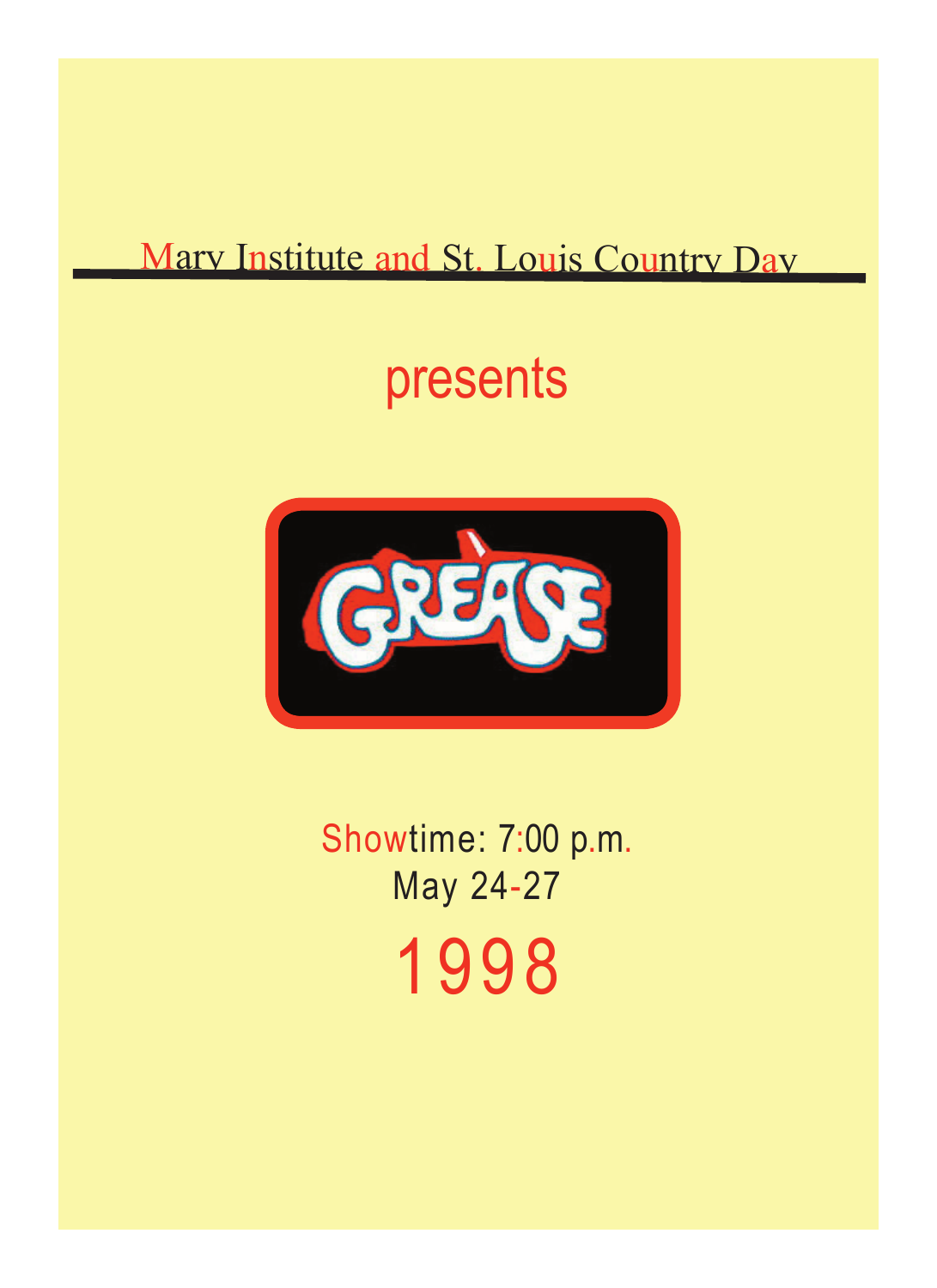Mary Institute and St. Louis Country Day

presents

GREASE

Showtime: 7:00 p.m.

May 24-27

1998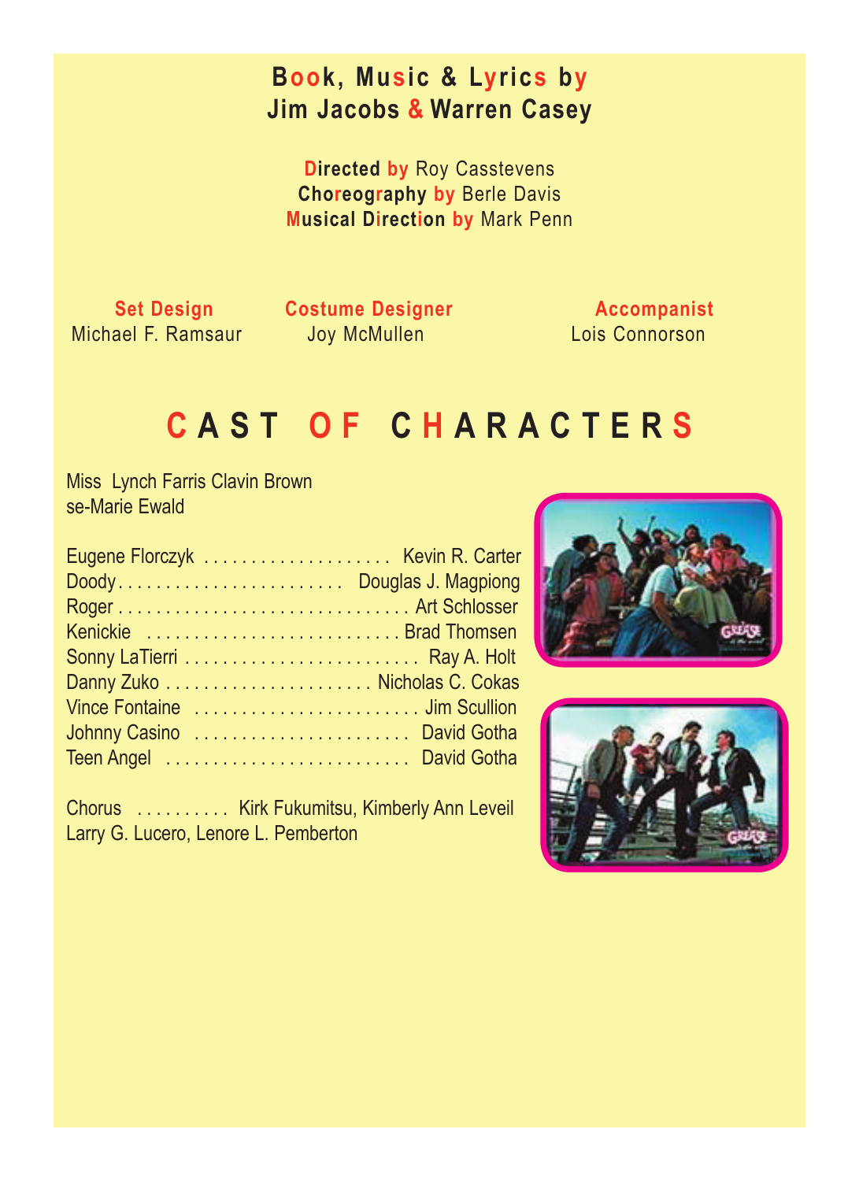**Book, Music & Lyrics by**
**Jim Jacobs & Warren Casey**

**Directed by** Roy Casstevens
**Choreography by** Berle Davis
**Musical Direction by** Mark Penn

**Set Design**
Michael F. Ramsaur

**Costume Designer**
Joy McMullen

**Accompanist**
Lois Connorson

## CAST OF CHARACTERS

Miss Lynch Farris Clavin Brown
se-Marie Ewald

Eugene Florczyk .................... Kevin R. Carter
Doody........................ Douglas J. Magpiong
Roger .............................. Art Schlosser
Kenickie ........................... Brad Thomsen
Sonny LaTierri ......................... Ray A. Holt
Danny Zuko ...................... Nicholas C. Cokas
Vince Fontaine ........................ Jim Scullion
Johnny Casino ....................... David Gotha
Teen Angel .......................... David Gotha

Chorus .......... Kirk Fukumitsu, Kimberly Ann Leveil
Larry G. Lucero, Lenore L. Pemberton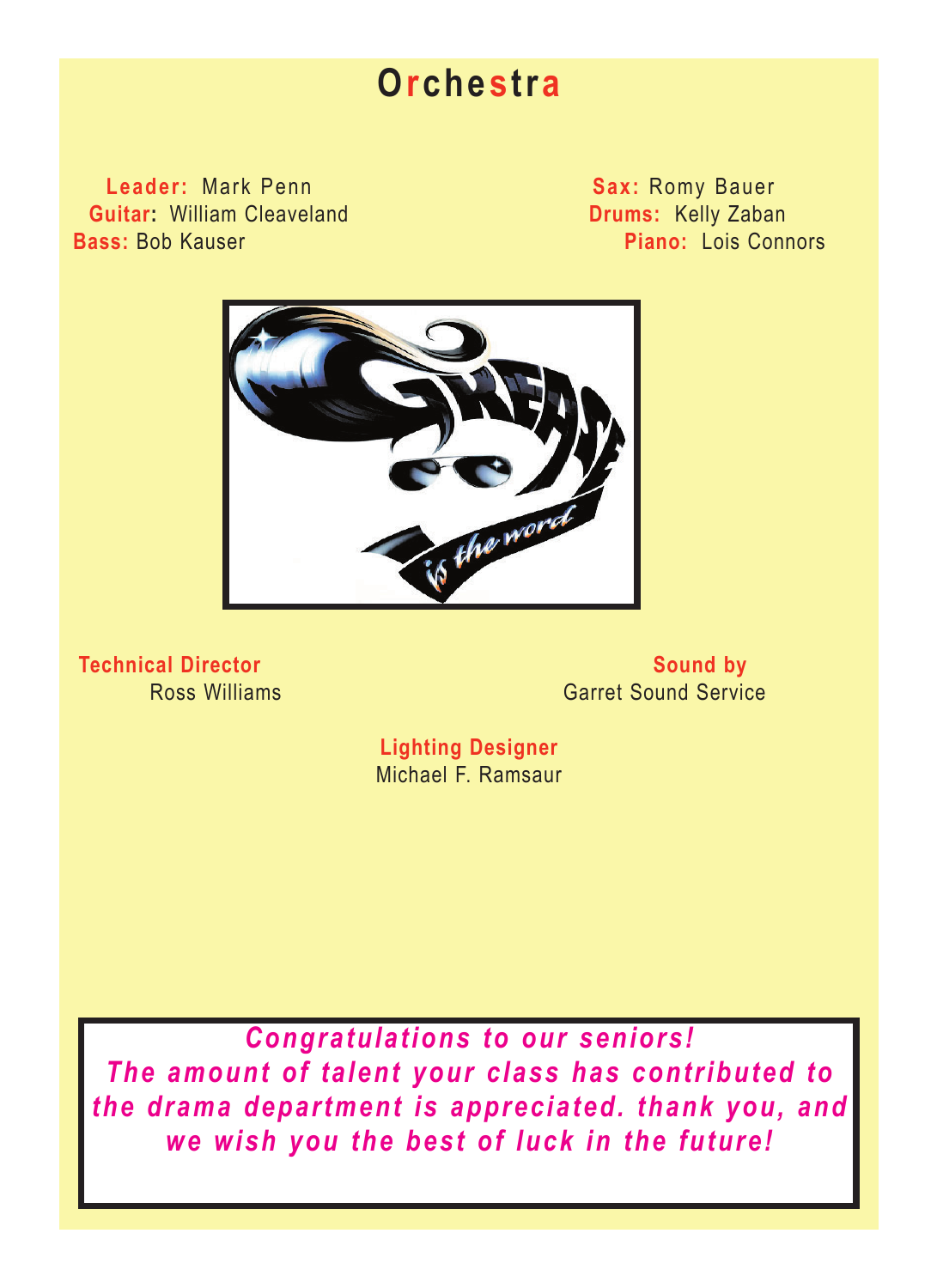# Orchestra

**Leader:** Mark Penn
**Guitar:** William Cleaveland
**Bass:** Bob Kauser

**Sax:** Romy Bauer
**Drums:** Kelly Zaban
**Piano:** Lois Connors

**Technical Director**
Ross Williams

**Sound by**
Garret Sound Service

**Lighting Designer**
Michael F. Ramsaur

*Congratulations to our seniors!*
*The amount of talent your class has contributed to the drama department is appreciated. thank you, and we wish you the best of luck in the future!*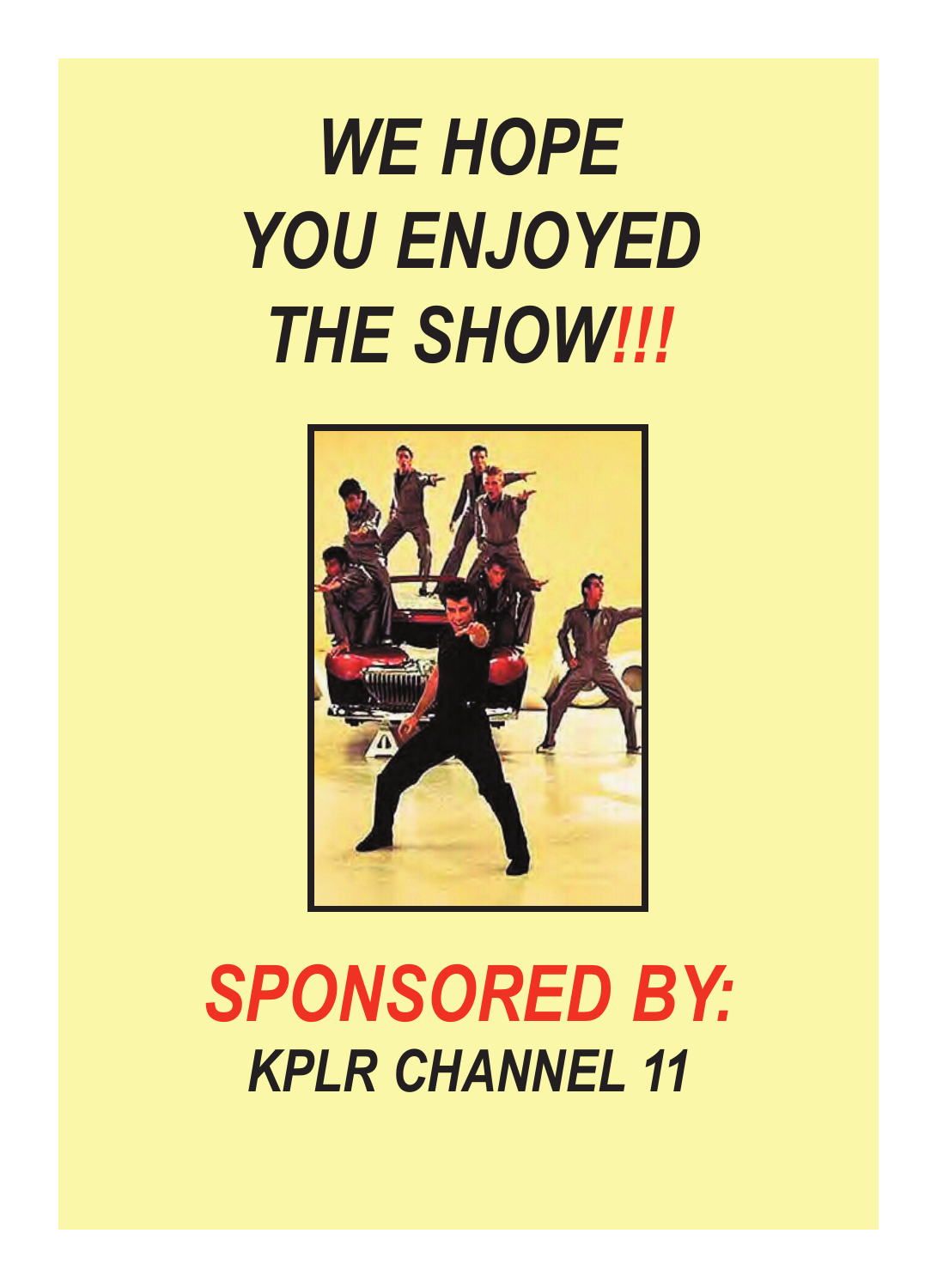# *WE HOPE YOU ENJOYED THE SHOW!!!*

## *SPONSORED BY:*

## *KPLR CHANNEL 11*